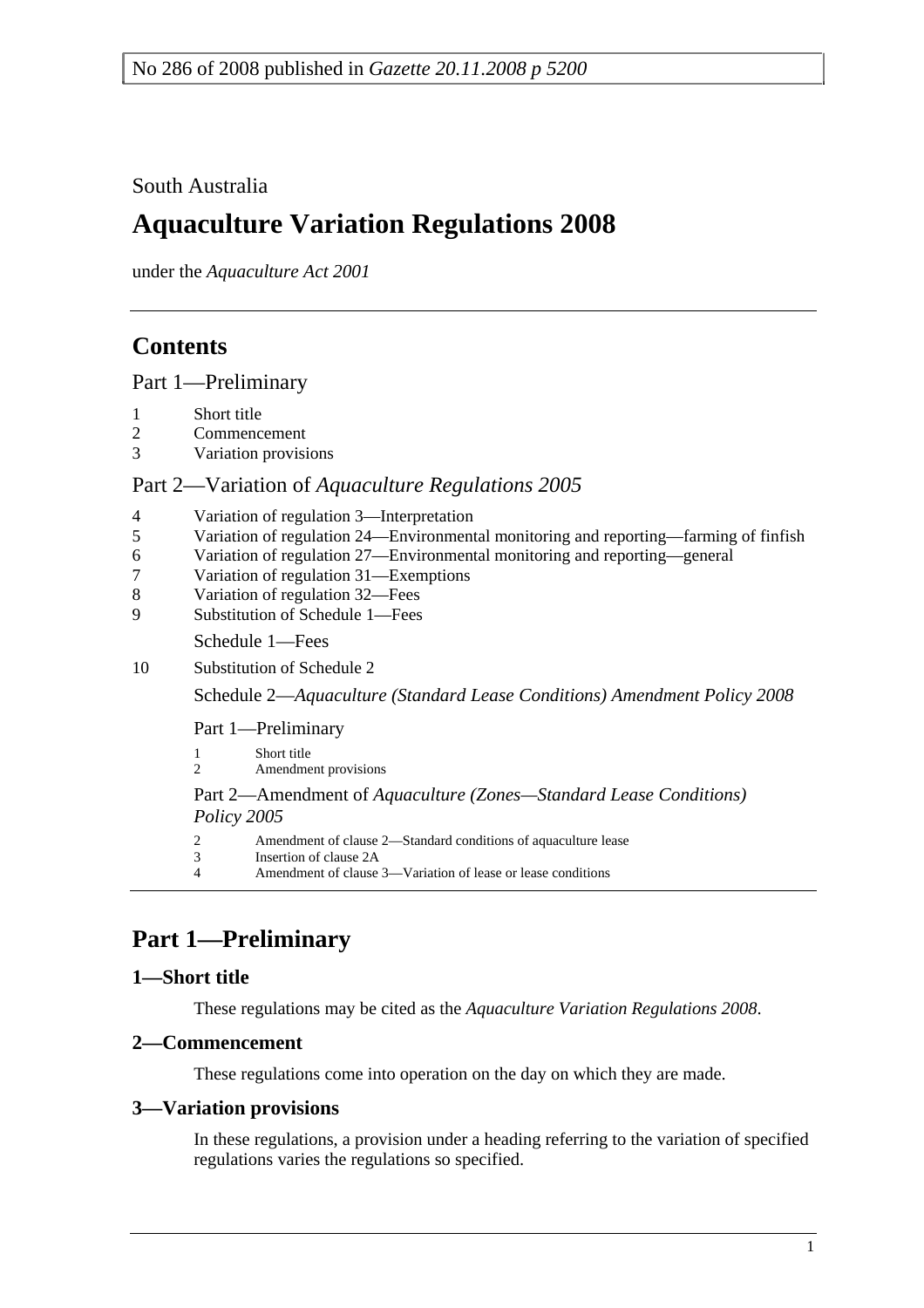No 286 of 2008 published in *Gazette 20.11.2008 p 5200*

South Australia

# Aquaculture Variation Regulations 2008

under the *Aquaculture Act 2001*

## Contents

Part 1—Preliminary

1 Short title
2 Commencement
3 Variation provisions

Part 2—Variation of *Aquaculture Regulations 2005*

4 Variation of regulation 3—Interpretation
5 Variation of regulation 24—Environmental monitoring and reporting—farming of finfish
6 Variation of regulation 27—Environmental monitoring and reporting—general
7 Variation of regulation 31—Exemptions
8 Variation of regulation 32—Fees
9 Substitution of Schedule 1—Fees

Schedule 1—Fees

10 Substitution of Schedule 2

Schedule 2—*Aquaculture (Standard Lease Conditions) Amendment Policy 2008*

Part 1—Preliminary

1 Short title
2 Amendment provisions

Part 2—Amendment of *Aquaculture (Zones—Standard Lease Conditions) Policy 2005*

2 Amendment of clause 2—Standard conditions of aquaculture lease
3 Insertion of clause 2A
4 Amendment of clause 3—Variation of lease or lease conditions

## Part 1—Preliminary

### 1—Short title

These regulations may be cited as the *Aquaculture Variation Regulations 2008*.

### 2—Commencement

These regulations come into operation on the day on which they are made.

### 3—Variation provisions

In these regulations, a provision under a heading referring to the variation of specified regulations varies the regulations so specified.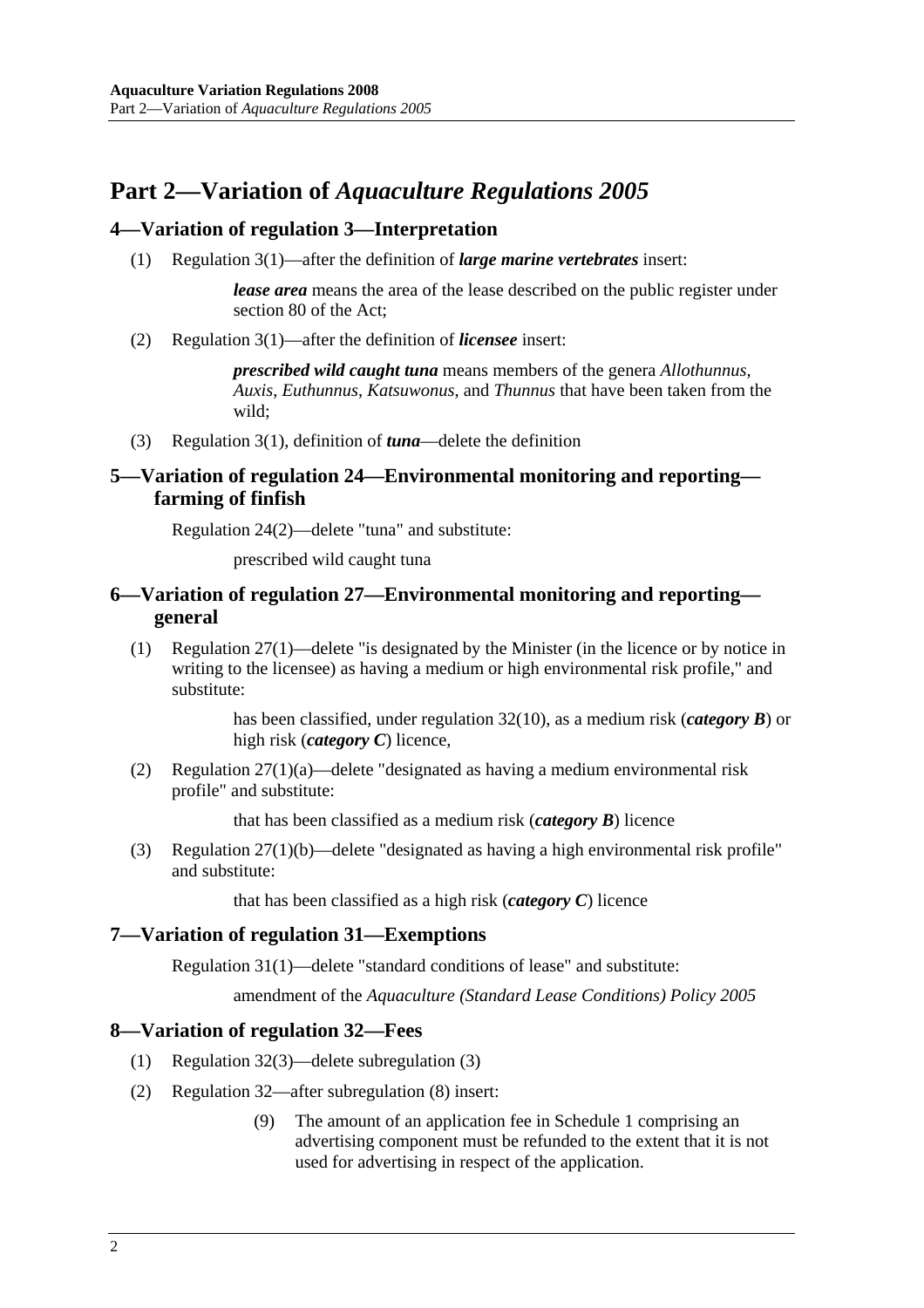# Part 2—Variation of *Aquaculture Regulations 2005*

## 4—Variation of regulation 3—Interpretation

(1) Regulation 3(1)—after the definition of ***large marine vertebrates*** insert:

> ***lease area*** means the area of the lease described on the public register under section 80 of the Act;

(2) Regulation 3(1)—after the definition of ***licensee*** insert:

> ***prescribed wild caught tuna*** means members of the genera *Allothunnus*, *Auxis*, *Euthunnus*, *Katsuwonus*, and *Thunnus* that have been taken from the wild;

(3) Regulation 3(1), definition of ***tuna***—delete the definition

## 5—Variation of regulation 24—Environmental monitoring and reporting—farming of finfish

Regulation 24(2)—delete "tuna" and substitute:

> prescribed wild caught tuna

## 6—Variation of regulation 27—Environmental monitoring and reporting—general

(1) Regulation 27(1)—delete "is designated by the Minister (in the licence or by notice in writing to the licensee) as having a medium or high environmental risk profile," and substitute:

> has been classified, under regulation 32(10), as a medium risk (***category B***) or high risk (***category C***) licence,

(2) Regulation 27(1)(a)—delete "designated as having a medium environmental risk profile" and substitute:

> that has been classified as a medium risk (***category B***) licence

(3) Regulation 27(1)(b)—delete "designated as having a high environmental risk profile" and substitute:

> that has been classified as a high risk (***category C***) licence

## 7—Variation of regulation 31—Exemptions

Regulation 31(1)—delete "standard conditions of lease" and substitute:

> amendment of the *Aquaculture (Standard Lease Conditions) Policy 2005*

## 8—Variation of regulation 32—Fees

(1) Regulation 32(3)—delete subregulation (3)

(2) Regulation 32—after subregulation (8) insert:

> (9) The amount of an application fee in Schedule 1 comprising an advertising component must be refunded to the extent that it is not used for advertising in respect of the application.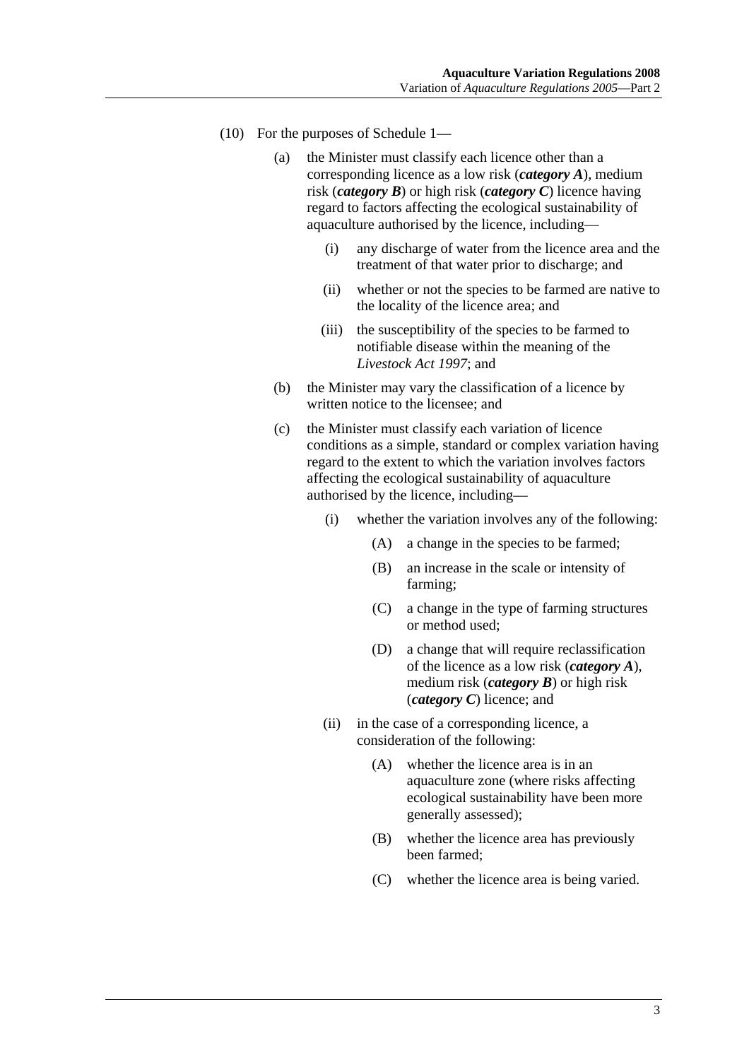(10) For the purposes of Schedule 1—

(a) the Minister must classify each licence other than a corresponding licence as a low risk (***category A***), medium risk (***category B***) or high risk (***category C***) licence having regard to factors affecting the ecological sustainability of aquaculture authorised by the licence, including—

(i) any discharge of water from the licence area and the treatment of that water prior to discharge; and

(ii) whether or not the species to be farmed are native to the locality of the licence area; and

(iii) the susceptibility of the species to be farmed to notifiable disease within the meaning of the *Livestock Act 1997*; and

(b) the Minister may vary the classification of a licence by written notice to the licensee; and

(c) the Minister must classify each variation of licence conditions as a simple, standard or complex variation having regard to the extent to which the variation involves factors affecting the ecological sustainability of aquaculture authorised by the licence, including—

(i) whether the variation involves any of the following:

(A) a change in the species to be farmed;

(B) an increase in the scale or intensity of farming;

(C) a change in the type of farming structures or method used;

(D) a change that will require reclassification of the licence as a low risk (***category A***), medium risk (***category B***) or high risk (***category C***) licence; and

(ii) in the case of a corresponding licence, a consideration of the following:

(A) whether the licence area is in an aquaculture zone (where risks affecting ecological sustainability have been more generally assessed);

(B) whether the licence area has previously been farmed;

(C) whether the licence area is being varied.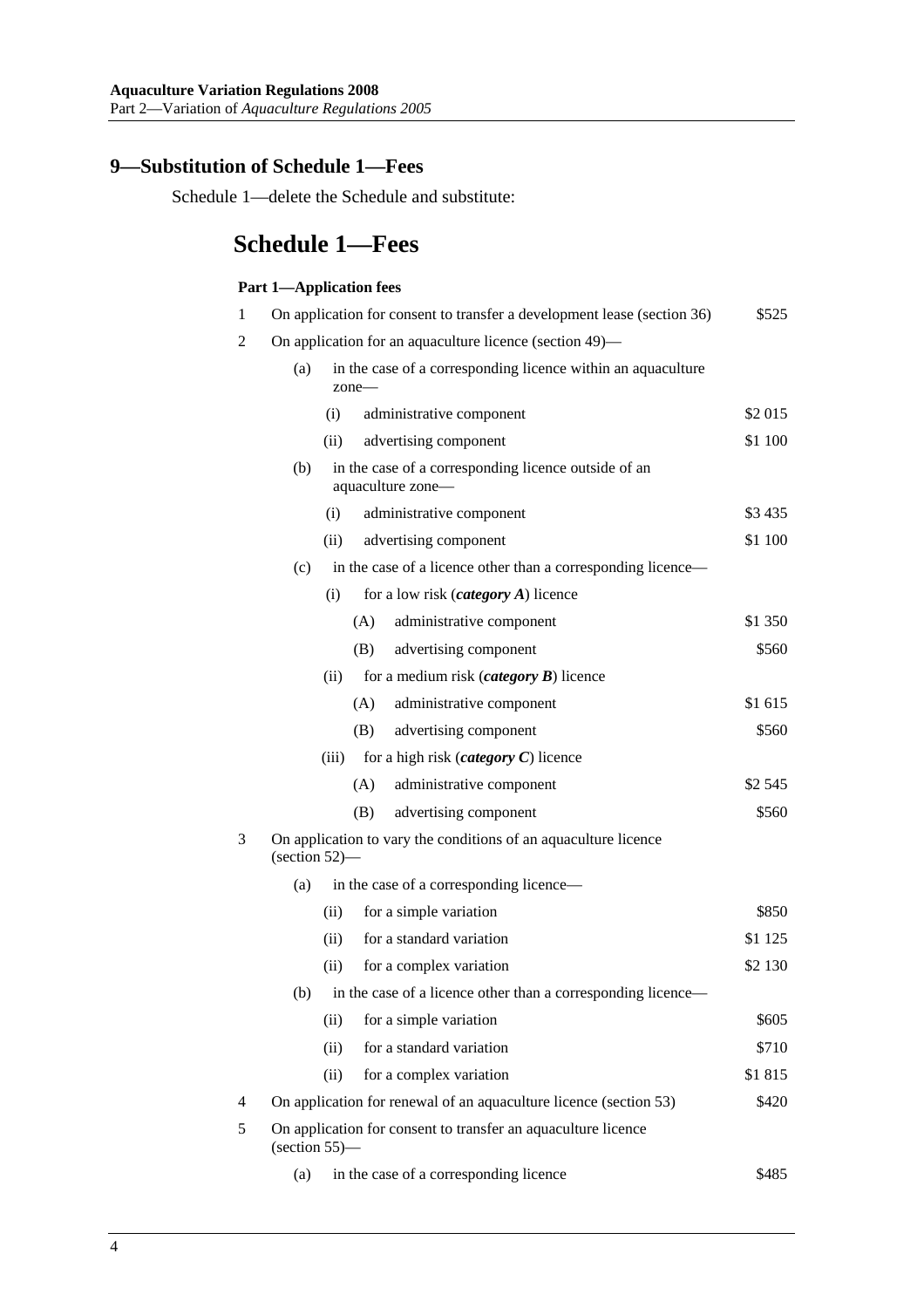## 9—Substitution of Schedule 1—Fees

Schedule 1—delete the Schedule and substitute:

# Schedule 1—Fees

**Part 1—Application fees**

| | | |
|---|---|---|
| 1 | On application for consent to transfer a development lease (section 36) | $525 |
| 2 | On application for an aquaculture licence (section 49)— | |
| | (a) in the case of a corresponding licence within an aquaculture zone— | |
| | (i) administrative component | $2 015 |
| | (ii) advertising component | $1 100 |
| | (b) in the case of a corresponding licence outside of an aquaculture zone— | |
| | (i) administrative component | $3 435 |
| | (ii) advertising component | $1 100 |
| | (c) in the case of a licence other than a corresponding licence— | |
| | (i) for a low risk (***category A***) licence | |
| | (A) administrative component | $1 350 |
| | (B) advertising component | $560 |
| | (ii) for a medium risk (***category B***) licence | |
| | (A) administrative component | $1 615 |
| | (B) advertising component | $560 |
| | (iii) for a high risk (***category C***) licence | |
| | (A) administrative component | $2 545 |
| | (B) advertising component | $560 |
| 3 | On application to vary the conditions of an aquaculture licence (section 52)— | |
| | (a) in the case of a corresponding licence— | |
| | (ii) for a simple variation | $850 |
| | (ii) for a standard variation | $1 125 |
| | (ii) for a complex variation | $2 130 |
| | (b) in the case of a licence other than a corresponding licence— | |
| | (ii) for a simple variation | $605 |
| | (ii) for a standard variation | $710 |
| | (ii) for a complex variation | $1 815 |
| 4 | On application for renewal of an aquaculture licence (section 53) | $420 |
| 5 | On application for consent to transfer an aquaculture licence (section 55)— | |
| | (a) in the case of a corresponding licence | $485 |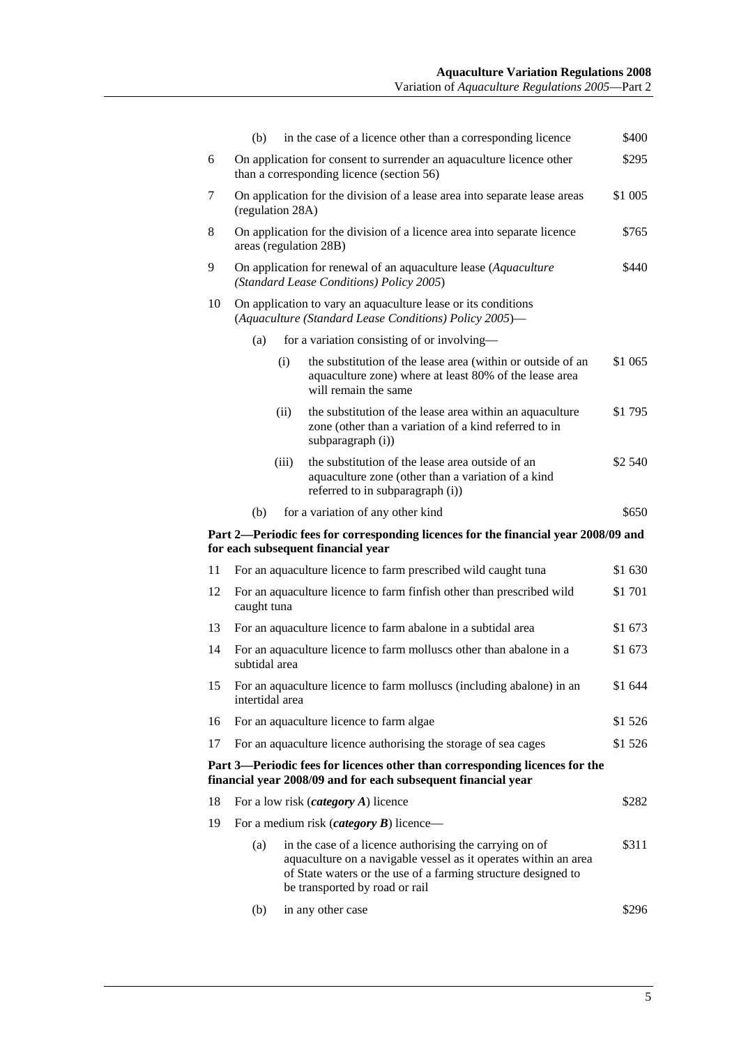| | | |
|---|---|---|
| | (b) in the case of a licence other than a corresponding licence | $400 |
| 6 | On application for consent to surrender an aquaculture licence other than a corresponding licence (section 56) | $295 |
| 7 | On application for the division of a lease area into separate lease areas (regulation 28A) | $1 005 |
| 8 | On application for the division of a licence area into separate licence areas (regulation 28B) | $765 |
| 9 | On application for renewal of an aquaculture lease (*Aquaculture (Standard Lease Conditions) Policy 2005*) | $440 |
| 10 | On application to vary an aquaculture lease or its conditions (*Aquaculture (Standard Lease Conditions) Policy 2005*)— | |
| | (a) for a variation consisting of or involving— | |
| | (i) the substitution of the lease area (within or outside of an aquaculture zone) where at least 80% of the lease area will remain the same | $1 065 |
| | (ii) the substitution of the lease area within an aquaculture zone (other than a variation of a kind referred to in subparagraph (i)) | $1 795 |
| | (iii) the substitution of the lease area outside of an aquaculture zone (other than a variation of a kind referred to in subparagraph (i)) | $2 540 |
| | (b) for a variation of any other kind | $650 |

**Part 2—Periodic fees for corresponding licences for the financial year 2008/09 and for each subsequent financial year**

| | | |
|---|---|---|
| 11 | For an aquaculture licence to farm prescribed wild caught tuna | $1 630 |
| 12 | For an aquaculture licence to farm finfish other than prescribed wild caught tuna | $1 701 |
| 13 | For an aquaculture licence to farm abalone in a subtidal area | $1 673 |
| 14 | For an aquaculture licence to farm molluscs other than abalone in a subtidal area | $1 673 |
| 15 | For an aquaculture licence to farm molluscs (including abalone) in an intertidal area | $1 644 |
| 16 | For an aquaculture licence to farm algae | $1 526 |
| 17 | For an aquaculture licence authorising the storage of sea cages | $1 526 |

**Part 3—Periodic fees for licences other than corresponding licences for the financial year 2008/09 and for each subsequent financial year**

| | | |
|---|---|---|
| 18 | For a low risk (***category A***) licence | $282 |
| 19 | For a medium risk (***category B***) licence— | |
| | (a) in the case of a licence authorising the carrying on of aquaculture on a navigable vessel as it operates within an area of State waters or the use of a farming structure designed to be transported by road or rail | $311 |
| | (b) in any other case | $296 |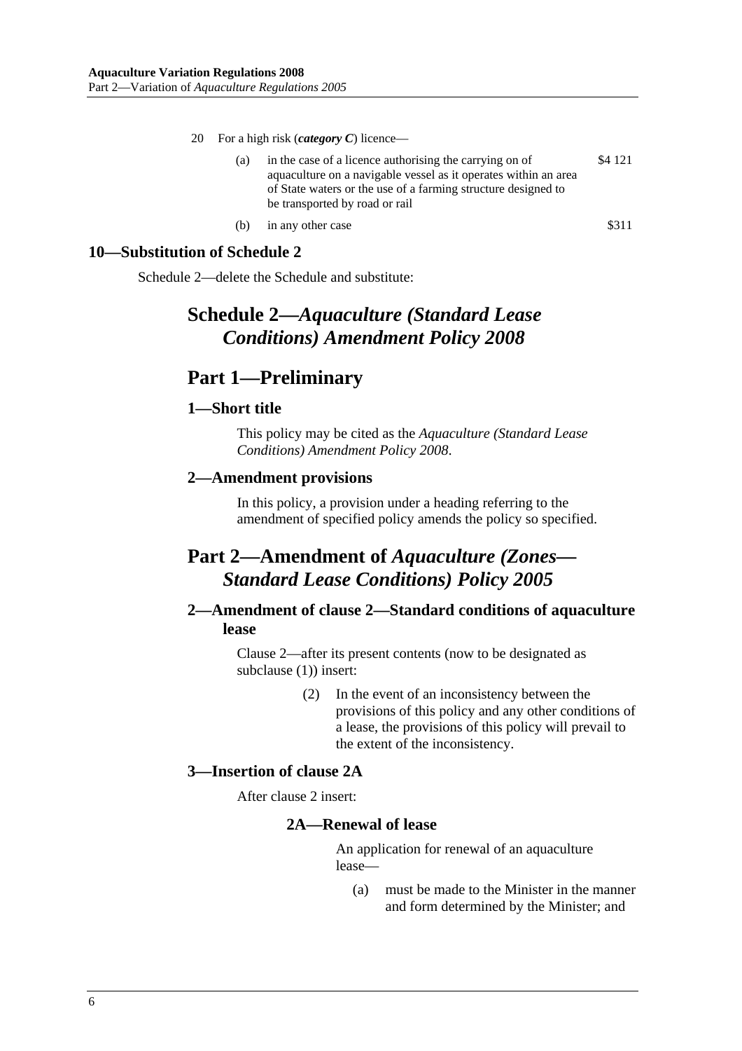20 For a high risk (***category C***) licence—

| | | |
|---|---|---|
| (a) | in the case of a licence authorising the carrying on of aquaculture on a navigable vessel as it operates within an area of State waters or the use of a farming structure designed to be transported by road or rail | $4 121 |
| (b) | in any other case | $311 |

## 10—Substitution of Schedule 2

Schedule 2—delete the Schedule and substitute:

# Schedule 2—*Aquaculture (Standard Lease Conditions) Amendment Policy 2008*

# Part 1—Preliminary

## 1—Short title

This policy may be cited as the *Aquaculture (Standard Lease Conditions) Amendment Policy 2008*.

## 2—Amendment provisions

In this policy, a provision under a heading referring to the amendment of specified policy amends the policy so specified.

# Part 2—Amendment of *Aquaculture (Zones—Standard Lease Conditions) Policy 2005*

## 2—Amendment of clause 2—Standard conditions of aquaculture lease

Clause 2—after its present contents (now to be designated as subclause (1)) insert:

(2) In the event of an inconsistency between the provisions of this policy and any other conditions of a lease, the provisions of this policy will prevail to the extent of the inconsistency.

## 3—Insertion of clause 2A

After clause 2 insert:

### 2A—Renewal of lease

An application for renewal of an aquaculture lease—

(a) must be made to the Minister in the manner and form determined by the Minister; and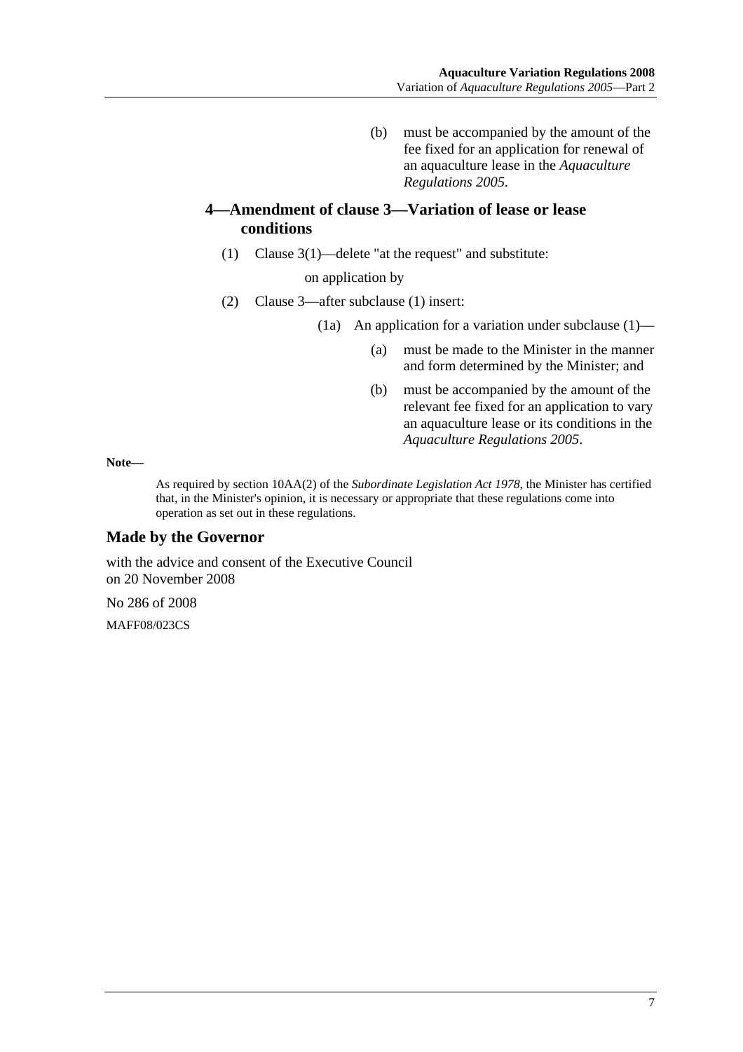(b) must be accompanied by the amount of the fee fixed for an application for renewal of an aquaculture lease in the *Aquaculture Regulations 2005*.

## 4—Amendment of clause 3—Variation of lease or lease conditions

(1) Clause 3(1)—delete "at the request" and substitute:

on application by

(2) Clause 3—after subclause (1) insert:

(1a) An application for a variation under subclause (1)—

(a) must be made to the Minister in the manner and form determined by the Minister; and

(b) must be accompanied by the amount of the relevant fee fixed for an application to vary an aquaculture lease or its conditions in the *Aquaculture Regulations 2005*.

**Note—**

As required by section 10AA(2) of the *Subordinate Legislation Act 1978*, the Minister has certified that, in the Minister's opinion, it is necessary or appropriate that these regulations come into operation as set out in these regulations.

## Made by the Governor

with the advice and consent of the Executive Council on 20 November 2008

No 286 of 2008

MAFF08/023CS